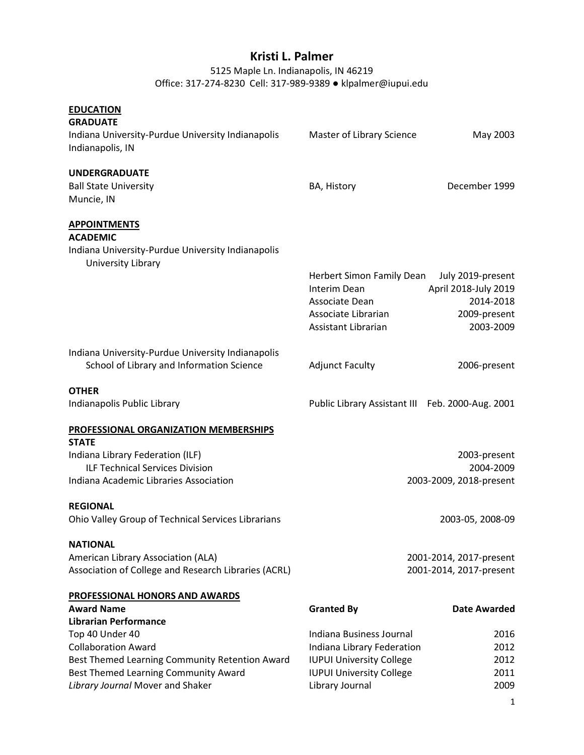# Kristi L. Palmer

5125 Maple Ln. Indianapolis, IN 46219
Office: 317-274-8230 Cell: 317-989-9389 ● klpalmer@iupui.edu

## EDUCATION

### GRADUATE

| | | |
|---|---|---|
| Indiana University-Purdue University Indianapolis<br>Indianapolis, IN | Master of Library Science | May 2003 |

### UNDERGRADUATE

| | | |
|---|---|---|
| Ball State University<br>Muncie, IN | BA, History | December 1999 |

## APPOINTMENTS

### ACADEMIC

| | | |
|---|---|---|
| Indiana University-Purdue University Indianapolis<br>University Library | | |
| | Herbert Simon Family Dean | July 2019-present |
| | Interim Dean | April 2018-July 2019 |
| | Associate Dean | 2014-2018 |
| | Associate Librarian | 2009-present |
| | Assistant Librarian | 2003-2009 |
| Indiana University-Purdue University Indianapolis<br>School of Library and Information Science | Adjunct Faculty | 2006-present |

### OTHER

| | | |
|---|---|---|
| Indianapolis Public Library | Public Library Assistant III | Feb. 2000-Aug. 2001 |

## PROFESSIONAL ORGANIZATION MEMBERSHIPS

### STATE

| | |
|---|---|
| Indiana Library Federation (ILF) | 2003-present |
| ILF Technical Services Division | 2004-2009 |
| Indiana Academic Libraries Association | 2003-2009, 2018-present |

### REGIONAL

| | |
|---|---|
| Ohio Valley Group of Technical Services Librarians | 2003-05, 2008-09 |

### NATIONAL

| | |
|---|---|
| American Library Association (ALA) | 2001-2014, 2017-present |
| Association of College and Research Libraries (ACRL) | 2001-2014, 2017-present |

## PROFESSIONAL HONORS AND AWARDS

| Award Name | Granted By | Date Awarded |
|---|---|---|
| **Librarian Performance** | | |
| Top 40 Under 40 | Indiana Business Journal | 2016 |
| Collaboration Award | Indiana Library Federation | 2012 |
| Best Themed Learning Community Retention Award | IUPUI University College | 2012 |
| Best Themed Learning Community Award | IUPUI University College | 2011 |
| *Library Journal* Mover and Shaker | Library Journal | 2009 |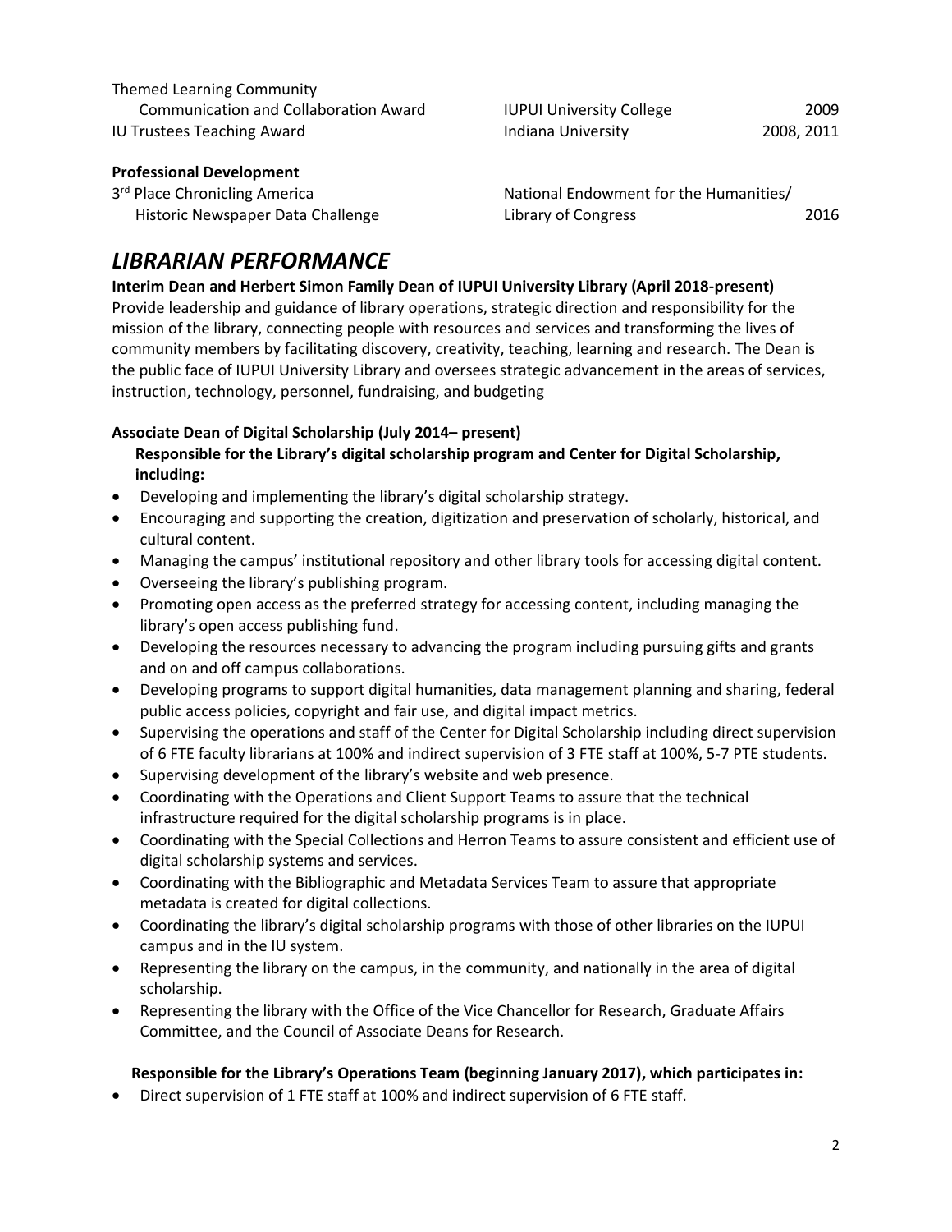| | | |
|---|---|---|
| Themed Learning Community Communication and Collaboration Award | IUPUI University College | 2009 |
| IU Trustees Teaching Award | Indiana University | 2008, 2011 |

**Professional Development**

| | | |
|---|---|---|
| 3rd Place Chronicling America Historic Newspaper Data Challenge | National Endowment for the Humanities/ Library of Congress | 2016 |

# *LIBRARIAN PERFORMANCE*

**Interim Dean and Herbert Simon Family Dean of IUPUI University Library (April 2018-present)**

Provide leadership and guidance of library operations, strategic direction and responsibility for the mission of the library, connecting people with resources and services and transforming the lives of community members by facilitating discovery, creativity, teaching, learning and research. The Dean is the public face of IUPUI University Library and oversees strategic advancement in the areas of services, instruction, technology, personnel, fundraising, and budgeting

**Associate Dean of Digital Scholarship (July 2014– present)**

**Responsible for the Library's digital scholarship program and Center for Digital Scholarship, including:**

- Developing and implementing the library's digital scholarship strategy.
- Encouraging and supporting the creation, digitization and preservation of scholarly, historical, and cultural content.
- Managing the campus' institutional repository and other library tools for accessing digital content.
- Overseeing the library's publishing program.
- Promoting open access as the preferred strategy for accessing content, including managing the library's open access publishing fund.
- Developing the resources necessary to advancing the program including pursuing gifts and grants and on and off campus collaborations.
- Developing programs to support digital humanities, data management planning and sharing, federal public access policies, copyright and fair use, and digital impact metrics.
- Supervising the operations and staff of the Center for Digital Scholarship including direct supervision of 6 FTE faculty librarians at 100% and indirect supervision of 3 FTE staff at 100%, 5-7 PTE students.
- Supervising development of the library's website and web presence.
- Coordinating with the Operations and Client Support Teams to assure that the technical infrastructure required for the digital scholarship programs is in place.
- Coordinating with the Special Collections and Herron Teams to assure consistent and efficient use of digital scholarship systems and services.
- Coordinating with the Bibliographic and Metadata Services Team to assure that appropriate metadata is created for digital collections.
- Coordinating the library's digital scholarship programs with those of other libraries on the IUPUI campus and in the IU system.
- Representing the library on the campus, in the community, and nationally in the area of digital scholarship.
- Representing the library with the Office of the Vice Chancellor for Research, Graduate Affairs Committee, and the Council of Associate Deans for Research.

**Responsible for the Library's Operations Team (beginning January 2017), which participates in:**

- Direct supervision of 1 FTE staff at 100% and indirect supervision of 6 FTE staff.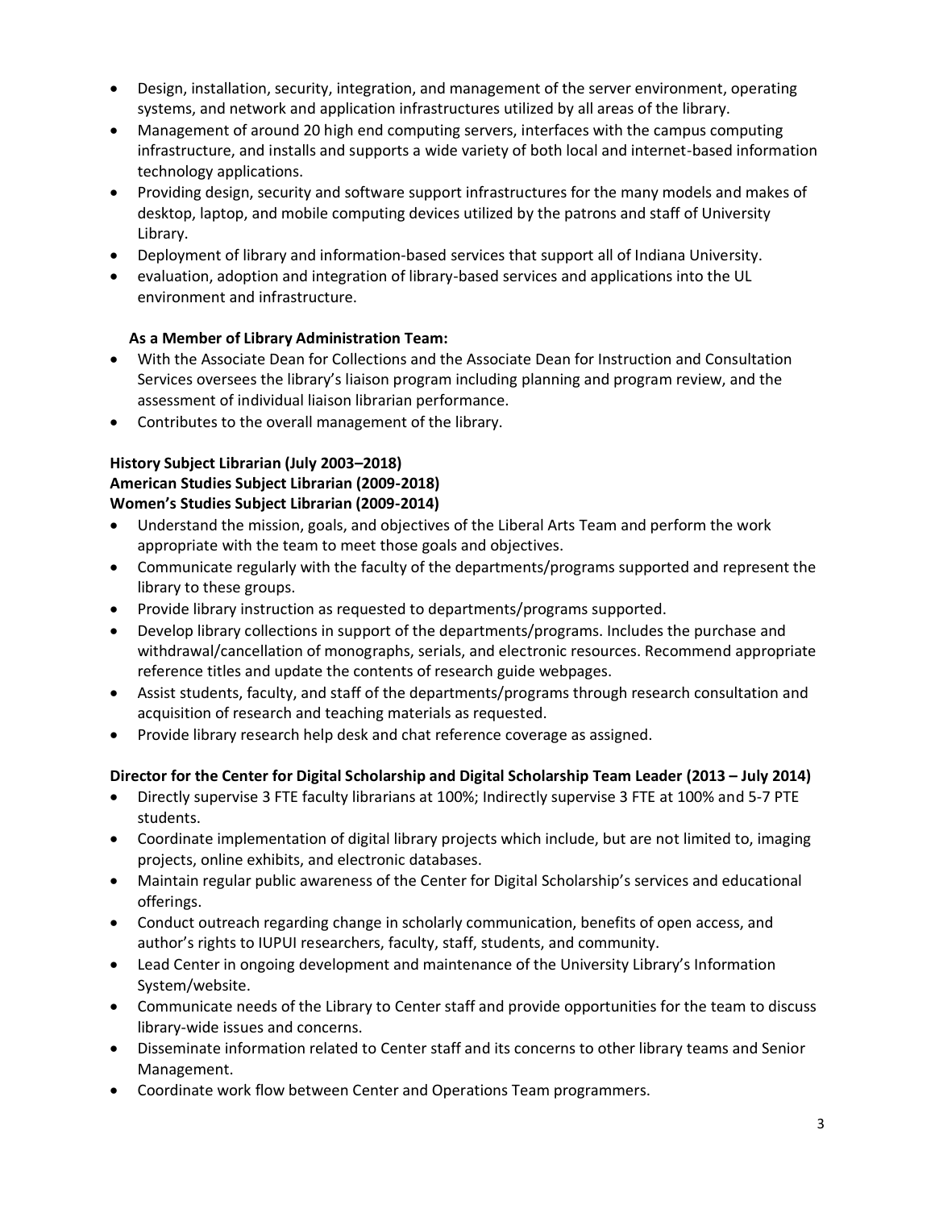- Design, installation, security, integration, and management of the server environment, operating systems, and network and application infrastructures utilized by all areas of the library.
- Management of around 20 high end computing servers, interfaces with the campus computing infrastructure, and installs and supports a wide variety of both local and internet-based information technology applications.
- Providing design, security and software support infrastructures for the many models and makes of desktop, laptop, and mobile computing devices utilized by the patrons and staff of University Library.
- Deployment of library and information-based services that support all of Indiana University.
- evaluation, adoption and integration of library-based services and applications into the UL environment and infrastructure.

**As a Member of Library Administration Team:**

- With the Associate Dean for Collections and the Associate Dean for Instruction and Consultation Services oversees the library's liaison program including planning and program review, and the assessment of individual liaison librarian performance.
- Contributes to the overall management of the library.

**History Subject Librarian (July 2003–2018)**
**American Studies Subject Librarian (2009-2018)**
**Women's Studies Subject Librarian (2009-2014)**

- Understand the mission, goals, and objectives of the Liberal Arts Team and perform the work appropriate with the team to meet those goals and objectives.
- Communicate regularly with the faculty of the departments/programs supported and represent the library to these groups.
- Provide library instruction as requested to departments/programs supported.
- Develop library collections in support of the departments/programs. Includes the purchase and withdrawal/cancellation of monographs, serials, and electronic resources. Recommend appropriate reference titles and update the contents of research guide webpages.
- Assist students, faculty, and staff of the departments/programs through research consultation and acquisition of research and teaching materials as requested.
- Provide library research help desk and chat reference coverage as assigned.

**Director for the Center for Digital Scholarship and Digital Scholarship Team Leader (2013 – July 2014)**

- Directly supervise 3 FTE faculty librarians at 100%; Indirectly supervise 3 FTE at 100% and 5-7 PTE students.
- Coordinate implementation of digital library projects which include, but are not limited to, imaging projects, online exhibits, and electronic databases.
- Maintain regular public awareness of the Center for Digital Scholarship's services and educational offerings.
- Conduct outreach regarding change in scholarly communication, benefits of open access, and author's rights to IUPUI researchers, faculty, staff, students, and community.
- Lead Center in ongoing development and maintenance of the University Library's Information System/website.
- Communicate needs of the Library to Center staff and provide opportunities for the team to discuss library-wide issues and concerns.
- Disseminate information related to Center staff and its concerns to other library teams and Senior Management.
- Coordinate work flow between Center and Operations Team programmers.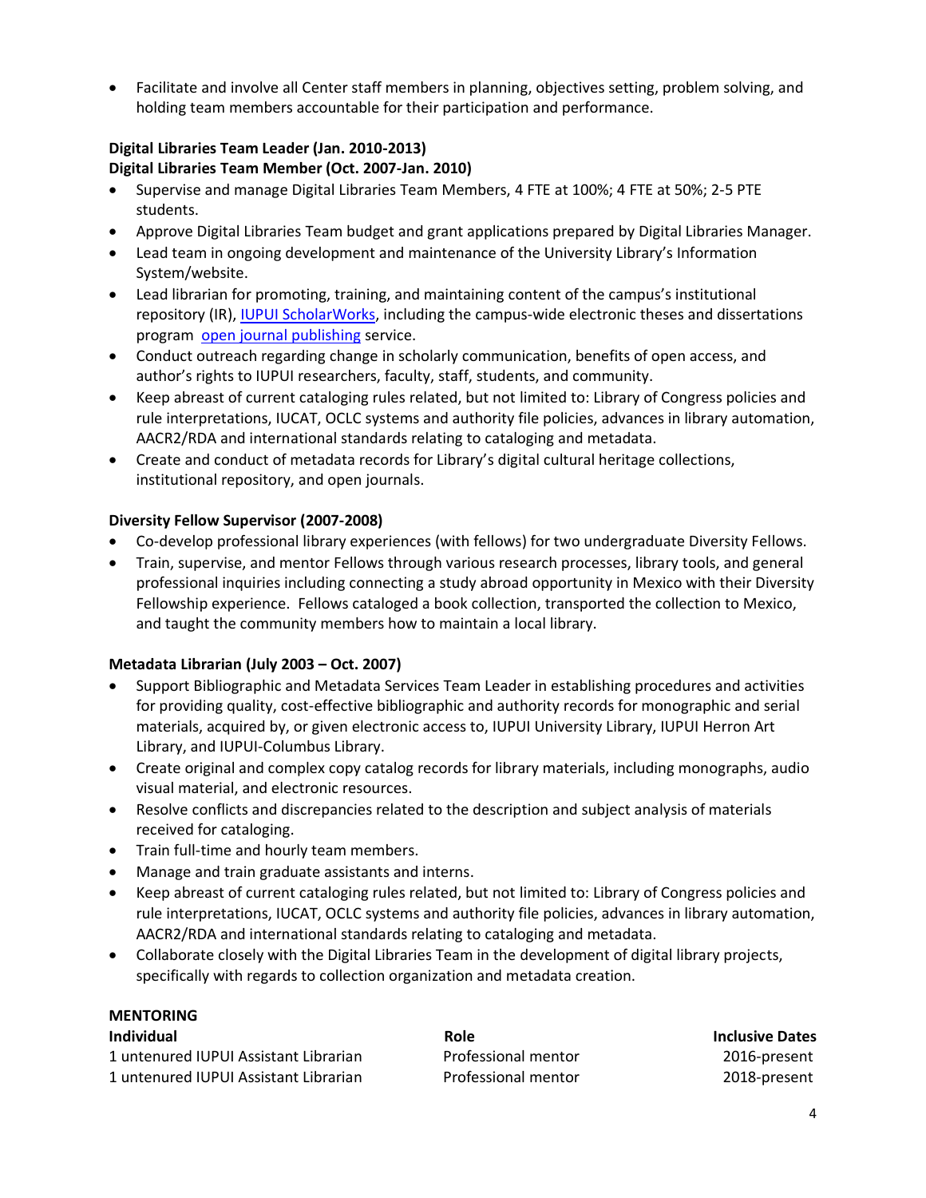- Facilitate and involve all Center staff members in planning, objectives setting, problem solving, and holding team members accountable for their participation and performance.

**Digital Libraries Team Leader (Jan. 2010-2013)**
**Digital Libraries Team Member (Oct. 2007-Jan. 2010)**

- Supervise and manage Digital Libraries Team Members, 4 FTE at 100%; 4 FTE at 50%; 2-5 PTE students.
- Approve Digital Libraries Team budget and grant applications prepared by Digital Libraries Manager.
- Lead team in ongoing development and maintenance of the University Library's Information System/website.
- Lead librarian for promoting, training, and maintaining content of the campus's institutional repository (IR), IUPUI ScholarWorks, including the campus-wide electronic theses and dissertations program open journal publishing service.
- Conduct outreach regarding change in scholarly communication, benefits of open access, and author's rights to IUPUI researchers, faculty, staff, students, and community.
- Keep abreast of current cataloging rules related, but not limited to: Library of Congress policies and rule interpretations, IUCAT, OCLC systems and authority file policies, advances in library automation, AACR2/RDA and international standards relating to cataloging and metadata.
- Create and conduct of metadata records for Library's digital cultural heritage collections, institutional repository, and open journals.

**Diversity Fellow Supervisor (2007-2008)**

- Co-develop professional library experiences (with fellows) for two undergraduate Diversity Fellows.
- Train, supervise, and mentor Fellows through various research processes, library tools, and general professional inquiries including connecting a study abroad opportunity in Mexico with their Diversity Fellowship experience. Fellows cataloged a book collection, transported the collection to Mexico, and taught the community members how to maintain a local library.

**Metadata Librarian (July 2003 – Oct. 2007)**

- Support Bibliographic and Metadata Services Team Leader in establishing procedures and activities for providing quality, cost-effective bibliographic and authority records for monographic and serial materials, acquired by, or given electronic access to, IUPUI University Library, IUPUI Herron Art Library, and IUPUI-Columbus Library.
- Create original and complex copy catalog records for library materials, including monographs, audio visual material, and electronic resources.
- Resolve conflicts and discrepancies related to the description and subject analysis of materials received for cataloging.
- Train full-time and hourly team members.
- Manage and train graduate assistants and interns.
- Keep abreast of current cataloging rules related, but not limited to: Library of Congress policies and rule interpretations, IUCAT, OCLC systems and authority file policies, advances in library automation, AACR2/RDA and international standards relating to cataloging and metadata.
- Collaborate closely with the Digital Libraries Team in the development of digital library projects, specifically with regards to collection organization and metadata creation.

**MENTORING**

| Individual | Role | Inclusive Dates |
| --- | --- | --- |
| 1 untenured IUPUI Assistant Librarian | Professional mentor | 2016-present |
| 1 untenured IUPUI Assistant Librarian | Professional mentor | 2018-present |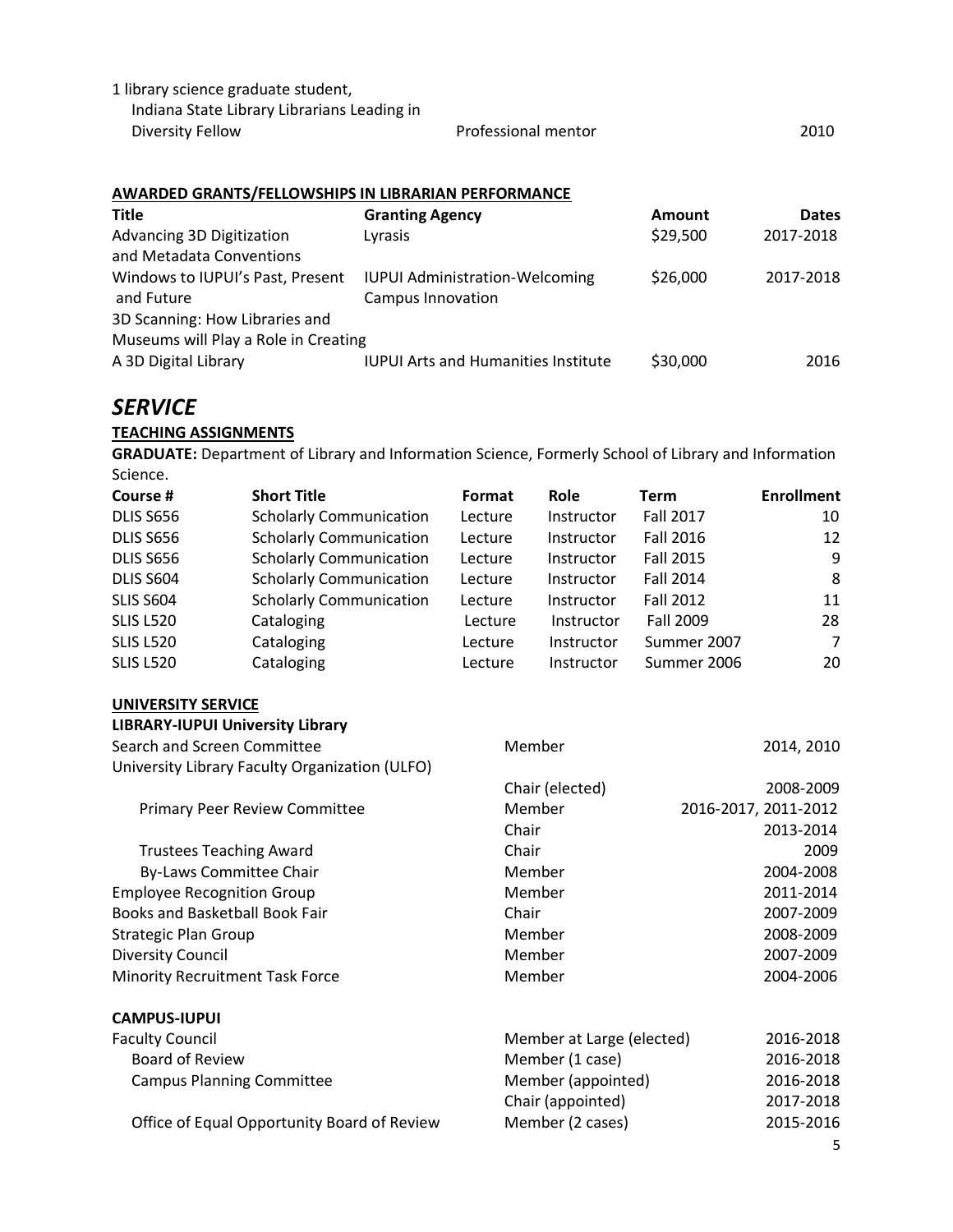| | | |
|---|---|---|
| 1 library science graduate student, Indiana State Library Librarians Leading in Diversity Fellow | Professional mentor | 2010 |

**AWARDED GRANTS/FELLOWSHIPS IN LIBRARIAN PERFORMANCE**

| Title | Granting Agency | Amount | Dates |
|---|---|---|---|
| Advancing 3D Digitization and Metadata Conventions | Lyrasis | $29,500 | 2017-2018 |
| Windows to IUPUI's Past, Present and Future | IUPUI Administration-Welcoming Campus Innovation | $26,000 | 2017-2018 |
| 3D Scanning: How Libraries and Museums will Play a Role in Creating A 3D Digital Library | IUPUI Arts and Humanities Institute | $30,000 | 2016 |

## *SERVICE*

**TEACHING ASSIGNMENTS**

**GRADUATE:** Department of Library and Information Science, Formerly School of Library and Information Science.

| Course # | Short Title | Format | Role | Term | Enrollment |
|---|---|---|---|---|---|
| DLIS S656 | Scholarly Communication | Lecture | Instructor | Fall 2017 | 10 |
| DLIS S656 | Scholarly Communication | Lecture | Instructor | Fall 2016 | 12 |
| DLIS S656 | Scholarly Communication | Lecture | Instructor | Fall 2015 | 9 |
| DLIS S604 | Scholarly Communication | Lecture | Instructor | Fall 2014 | 8 |
| SLIS S604 | Scholarly Communication | Lecture | Instructor | Fall 2012 | 11 |
| SLIS L520 | Cataloging | Lecture | Instructor | Fall 2009 | 28 |
| SLIS L520 | Cataloging | Lecture | Instructor | Summer 2007 | 7 |
| SLIS L520 | Cataloging | Lecture | Instructor | Summer 2006 | 20 |

**UNIVERSITY SERVICE**

**LIBRARY-IUPUI University Library**

| | | |
|---|---|---|
| Search and Screen Committee | Member | 2014, 2010 |
| University Library Faculty Organization (ULFO) | | |
| | Chair (elected) | 2008-2009 |
| Primary Peer Review Committee | Member | 2016-2017, 2011-2012 |
| | Chair | 2013-2014 |
| Trustees Teaching Award | Chair | 2009 |
| By-Laws Committee Chair | Member | 2004-2008 |
| Employee Recognition Group | Member | 2011-2014 |
| Books and Basketball Book Fair | Chair | 2007-2009 |
| Strategic Plan Group | Member | 2008-2009 |
| Diversity Council | Member | 2007-2009 |
| Minority Recruitment Task Force | Member | 2004-2006 |

**CAMPUS-IUPUI**

| | | |
|---|---|---|
| Faculty Council | Member at Large (elected) | 2016-2018 |
| Board of Review | Member (1 case) | 2016-2018 |
| Campus Planning Committee | Member (appointed) | 2016-2018 |
| | Chair (appointed) | 2017-2018 |
| Office of Equal Opportunity Board of Review | Member (2 cases) | 2015-2016 |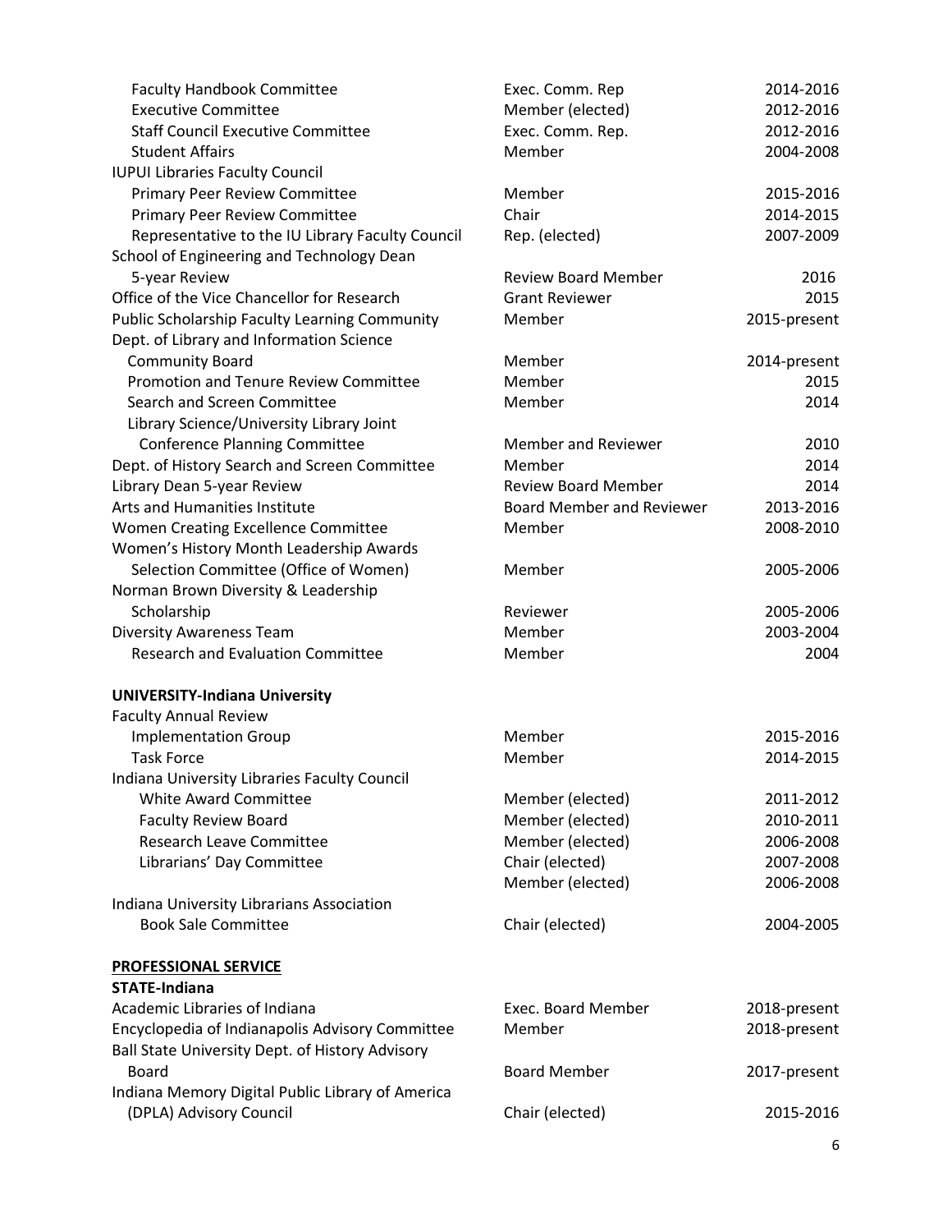| | | |
|---|---|---|
| Faculty Handbook Committee | Exec. Comm. Rep | 2014-2016 |
| Executive Committee | Member (elected) | 2012-2016 |
| Staff Council Executive Committee | Exec. Comm. Rep. | 2012-2016 |
| Student Affairs | Member | 2004-2008 |
| IUPUI Libraries Faculty Council | | |
| Primary Peer Review Committee | Member | 2015-2016 |
| Primary Peer Review Committee | Chair | 2014-2015 |
| Representative to the IU Library Faculty Council | Rep. (elected) | 2007-2009 |
| School of Engineering and Technology Dean 5-year Review | Review Board Member | 2016 |
| Office of the Vice Chancellor for Research | Grant Reviewer | 2015 |
| Public Scholarship Faculty Learning Community | Member | 2015-present |
| Dept. of Library and Information Science | | |
| Community Board | Member | 2014-present |
| Promotion and Tenure Review Committee | Member | 2015 |
| Search and Screen Committee | Member | 2014 |
| Library Science/University Library Joint Conference Planning Committee | Member and Reviewer | 2010 |
| Dept. of History Search and Screen Committee | Member | 2014 |
| Library Dean 5-year Review | Review Board Member | 2014 |
| Arts and Humanities Institute | Board Member and Reviewer | 2013-2016 |
| Women Creating Excellence Committee | Member | 2008-2010 |
| Women's History Month Leadership Awards Selection Committee (Office of Women) | Member | 2005-2006 |
| Norman Brown Diversity & Leadership Scholarship | Reviewer | 2005-2006 |
| Diversity Awareness Team | Member | 2003-2004 |
| Research and Evaluation Committee | Member | 2004 |

**UNIVERSITY-Indiana University**

| | | |
|---|---|---|
| Faculty Annual Review | | |
| Implementation Group | Member | 2015-2016 |
| Task Force | Member | 2014-2015 |
| Indiana University Libraries Faculty Council | | |
| White Award Committee | Member (elected) | 2011-2012 |
| Faculty Review Board | Member (elected) | 2010-2011 |
| Research Leave Committee | Member (elected) | 2006-2008 |
| Librarians' Day Committee | Chair (elected) | 2007-2008 |
| | Member (elected) | 2006-2008 |
| Indiana University Librarians Association | | |
| Book Sale Committee | Chair (elected) | 2004-2005 |

**PROFESSIONAL SERVICE**

**STATE-Indiana**

| | | |
|---|---|---|
| Academic Libraries of Indiana | Exec. Board Member | 2018-present |
| Encyclopedia of Indianapolis Advisory Committee | Member | 2018-present |
| Ball State University Dept. of History Advisory Board | Board Member | 2017-present |
| Indiana Memory Digital Public Library of America (DPLA) Advisory Council | Chair (elected) | 2015-2016 |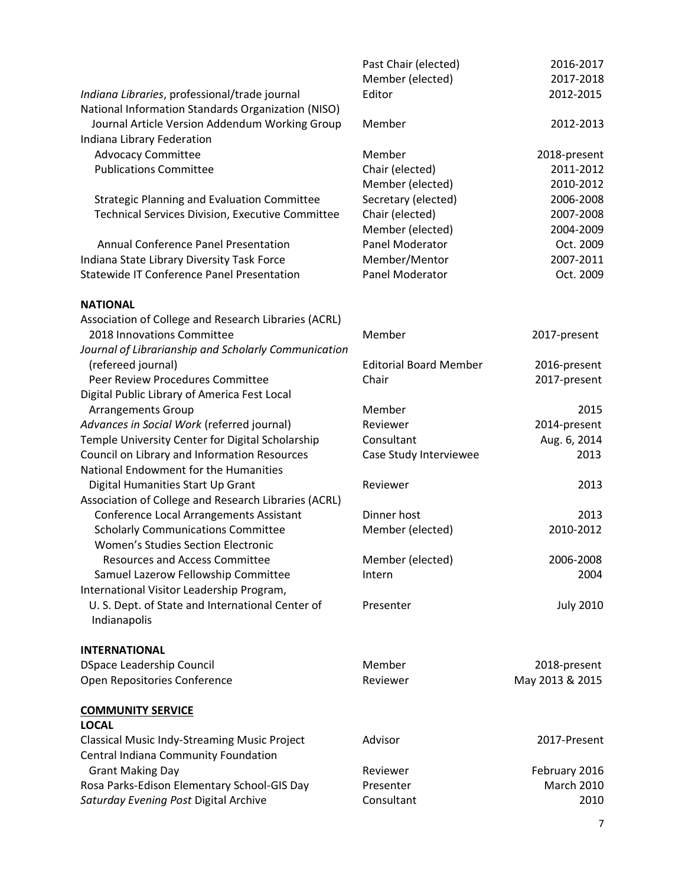| | | |
|---|---|---|
| | Past Chair (elected) | 2016-2017 |
| | Member (elected) | 2017-2018 |
| *Indiana Libraries*, professional/trade journal | Editor | 2012-2015 |
| National Information Standards Organization (NISO) | | |
| Journal Article Version Addendum Working Group | Member | 2012-2013 |
| Indiana Library Federation | | |
| Advocacy Committee | Member | 2018-present |
| Publications Committee | Chair (elected) | 2011-2012 |
| | Member (elected) | 2010-2012 |
| Strategic Planning and Evaluation Committee | Secretary (elected) | 2006-2008 |
| Technical Services Division, Executive Committee | Chair (elected) | 2007-2008 |
| | Member (elected) | 2004-2009 |
| Annual Conference Panel Presentation | Panel Moderator | Oct. 2009 |
| Indiana State Library Diversity Task Force | Member/Mentor | 2007-2011 |
| Statewide IT Conference Panel Presentation | Panel Moderator | Oct. 2009 |

**NATIONAL**

| | | |
|---|---|---|
| Association of College and Research Libraries (ACRL) | | |
| 2018 Innovations Committee | Member | 2017-present |
| *Journal of Librarianship and Scholarly Communication* (refereed journal) | Editorial Board Member | 2016-present |
| Peer Review Procedures Committee | Chair | 2017-present |
| Digital Public Library of America Fest Local Arrangements Group | Member | 2015 |
| *Advances in Social Work* (referred journal) | Reviewer | 2014-present |
| Temple University Center for Digital Scholarship | Consultant | Aug. 6, 2014 |
| Council on Library and Information Resources | Case Study Interviewee | 2013 |
| National Endowment for the Humanities | | |
| Digital Humanities Start Up Grant | Reviewer | 2013 |
| Association of College and Research Libraries (ACRL) | | |
| Conference Local Arrangements Assistant | Dinner host | 2013 |
| Scholarly Communications Committee | Member (elected) | 2010-2012 |
| Women's Studies Section Electronic Resources and Access Committee | Member (elected) | 2006-2008 |
| Samuel Lazerow Fellowship Committee | Intern | 2004 |
| International Visitor Leadership Program, U. S. Dept. of State and International Center of Indianapolis | Presenter | July 2010 |

**INTERNATIONAL**

| | | |
|---|---|---|
| DSpace Leadership Council | Member | 2018-present |
| Open Repositories Conference | Reviewer | May 2013 & 2015 |

**COMMUNITY SERVICE**

**LOCAL**

| | | |
|---|---|---|
| Classical Music Indy-Streaming Music Project | Advisor | 2017-Present |
| Central Indiana Community Foundation | | |
| Grant Making Day | Reviewer | February 2016 |
| Rosa Parks-Edison Elementary School-GIS Day | Presenter | March 2010 |
| *Saturday Evening Post* Digital Archive | Consultant | 2010 |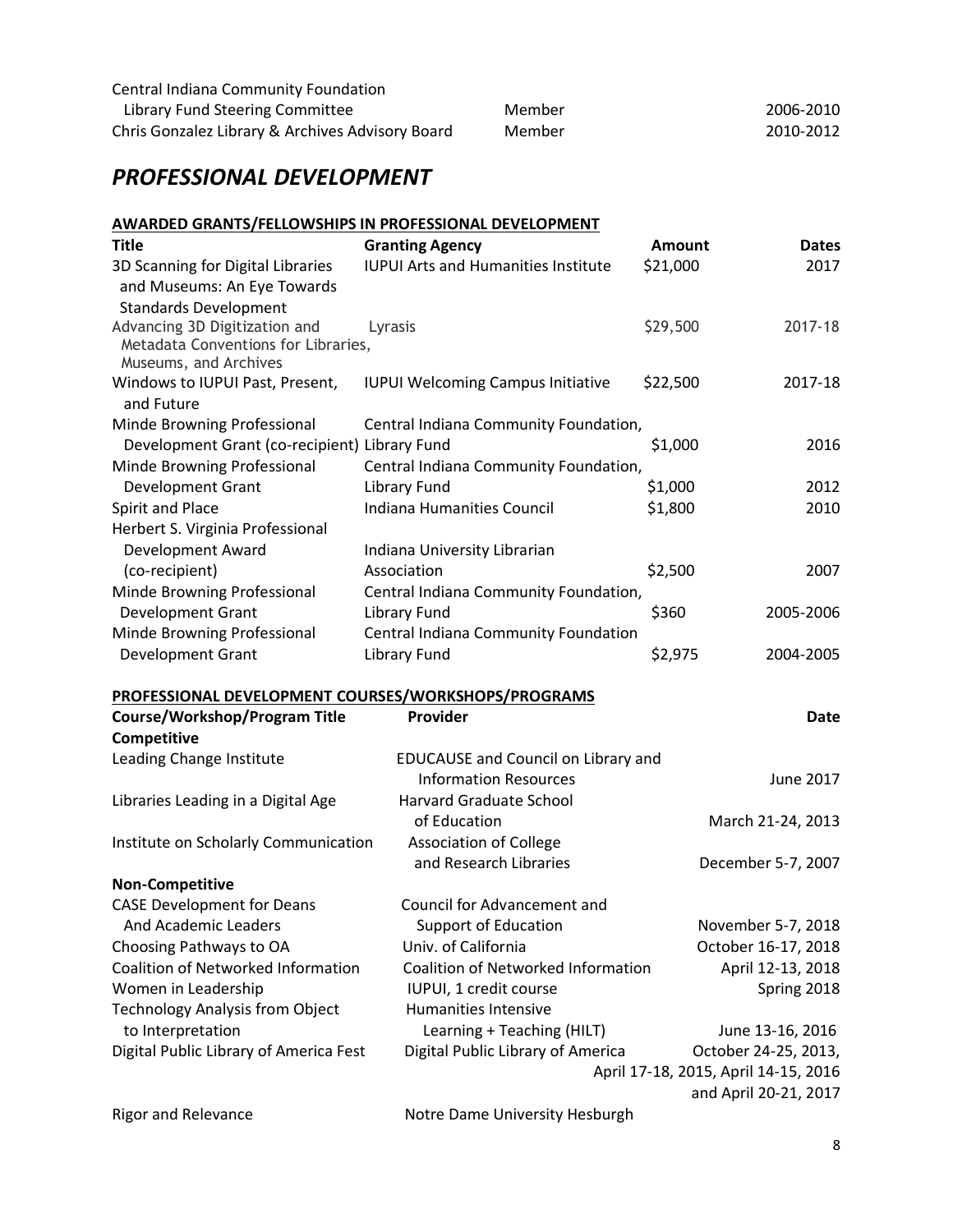| | | |
|---|---|---|
| Central Indiana Community Foundation Library Fund Steering Committee | Member | 2006-2010 |
| Chris Gonzalez Library & Archives Advisory Board | Member | 2010-2012 |

## *PROFESSIONAL DEVELOPMENT*

### AWARDED GRANTS/FELLOWSHIPS IN PROFESSIONAL DEVELOPMENT

| Title | Granting Agency | Amount | Dates |
|---|---|---|---|
| 3D Scanning for Digital Libraries and Museums: An Eye Towards Standards Development | IUPUI Arts and Humanities Institute | $21,000 | 2017 |
| Advancing 3D Digitization and Metadata Conventions for Libraries, Museums, and Archives | Lyrasis | $29,500 | 2017-18 |
| Windows to IUPUI Past, Present, and Future | IUPUI Welcoming Campus Initiative | $22,500 | 2017-18 |
| Minde Browning Professional Development Grant (co-recipient) | Central Indiana Community Foundation, Library Fund | $1,000 | 2016 |
| Minde Browning Professional Development Grant | Central Indiana Community Foundation, Library Fund | $1,000 | 2012 |
| Spirit and Place | Indiana Humanities Council | $1,800 | 2010 |
| Herbert S. Virginia Professional Development Award (co-recipient) | Indiana University Librarian Association | $2,500 | 2007 |
| Minde Browning Professional Development Grant | Central Indiana Community Foundation, Library Fund | $360 | 2005-2006 |
| Minde Browning Professional Development Grant | Central Indiana Community Foundation Library Fund | $2,975 | 2004-2005 |

### PROFESSIONAL DEVELOPMENT COURSES/WORKSHOPS/PROGRAMS

| Course/Workshop/Program Title | Provider | Date |
|---|---|---|
| **Competitive** | | |
| Leading Change Institute | EDUCAUSE and Council on Library and Information Resources | June 2017 |
| Libraries Leading in a Digital Age | Harvard Graduate School of Education | March 21-24, 2013 |
| Institute on Scholarly Communication | Association of College and Research Libraries | December 5-7, 2007 |
| **Non-Competitive** | | |
| CASE Development for Deans And Academic Leaders | Council for Advancement and Support of Education | November 5-7, 2018 |
| Choosing Pathways to OA | Univ. of California | October 16-17, 2018 |
| Coalition of Networked Information | Coalition of Networked Information | April 12-13, 2018 |
| Women in Leadership | IUPUI, 1 credit course | Spring 2018 |
| Technology Analysis from Object to Interpretation | Humanities Intensive Learning + Teaching (HILT) | June 13-16, 2016 |
| Digital Public Library of America Fest | Digital Public Library of America | October 24-25, 2013, April 17-18, 2015, April 14-15, 2016 and April 20-21, 2017 |
| Rigor and Relevance | Notre Dame University Hesburgh | |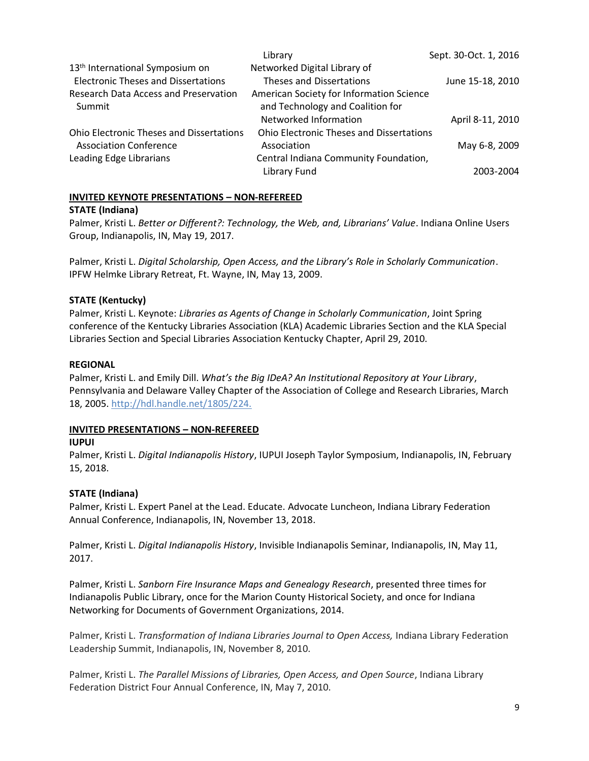| | | |
|---|---|---|
| | Library | Sept. 30-Oct. 1, 2016 |
| 13th International Symposium on Electronic Theses and Dissertations | Networked Digital Library of Theses and Dissertations | June 15-18, 2010 |
| Research Data Access and Preservation Summit | American Society for Information Science and Technology and Coalition for Networked Information | April 8-11, 2010 |
| Ohio Electronic Theses and Dissertations Association Conference | Ohio Electronic Theses and Dissertations Association | May 6-8, 2009 |
| Leading Edge Librarians | Central Indiana Community Foundation, Library Fund | 2003-2004 |

## INVITED KEYNOTE PRESENTATIONS – NON-REFEREED

**STATE (Indiana)**

Palmer, Kristi L. *Better or Different?: Technology, the Web, and, Librarians' Value*. Indiana Online Users Group, Indianapolis, IN, May 19, 2017.

Palmer, Kristi L. *Digital Scholarship, Open Access, and the Library's Role in Scholarly Communication*. IPFW Helmke Library Retreat, Ft. Wayne, IN, May 13, 2009.

**STATE (Kentucky)**

Palmer, Kristi L. Keynote: *Libraries as Agents of Change in Scholarly Communication*, Joint Spring conference of the Kentucky Libraries Association (KLA) Academic Libraries Section and the KLA Special Libraries Section and Special Libraries Association Kentucky Chapter, April 29, 2010.

**REGIONAL**

Palmer, Kristi L. and Emily Dill. *What's the Big IDeA? An Institutional Repository at Your Library*, Pennsylvania and Delaware Valley Chapter of the Association of College and Research Libraries, March 18, 2005. http://hdl.handle.net/1805/224.

## INVITED PRESENTATIONS – NON-REFEREED

**IUPUI**

Palmer, Kristi L. *Digital Indianapolis History*, IUPUI Joseph Taylor Symposium, Indianapolis, IN, February 15, 2018.

**STATE (Indiana)**

Palmer, Kristi L. Expert Panel at the Lead. Educate. Advocate Luncheon, Indiana Library Federation Annual Conference, Indianapolis, IN, November 13, 2018.

Palmer, Kristi L. *Digital Indianapolis History*, Invisible Indianapolis Seminar, Indianapolis, IN, May 11, 2017.

Palmer, Kristi L. *Sanborn Fire Insurance Maps and Genealogy Research*, presented three times for Indianapolis Public Library, once for the Marion County Historical Society, and once for Indiana Networking for Documents of Government Organizations, 2014.

Palmer, Kristi L. *Transformation of Indiana Libraries Journal to Open Access,* Indiana Library Federation Leadership Summit, Indianapolis, IN, November 8, 2010.

Palmer, Kristi L. *The Parallel Missions of Libraries, Open Access, and Open Source*, Indiana Library Federation District Four Annual Conference, IN, May 7, 2010.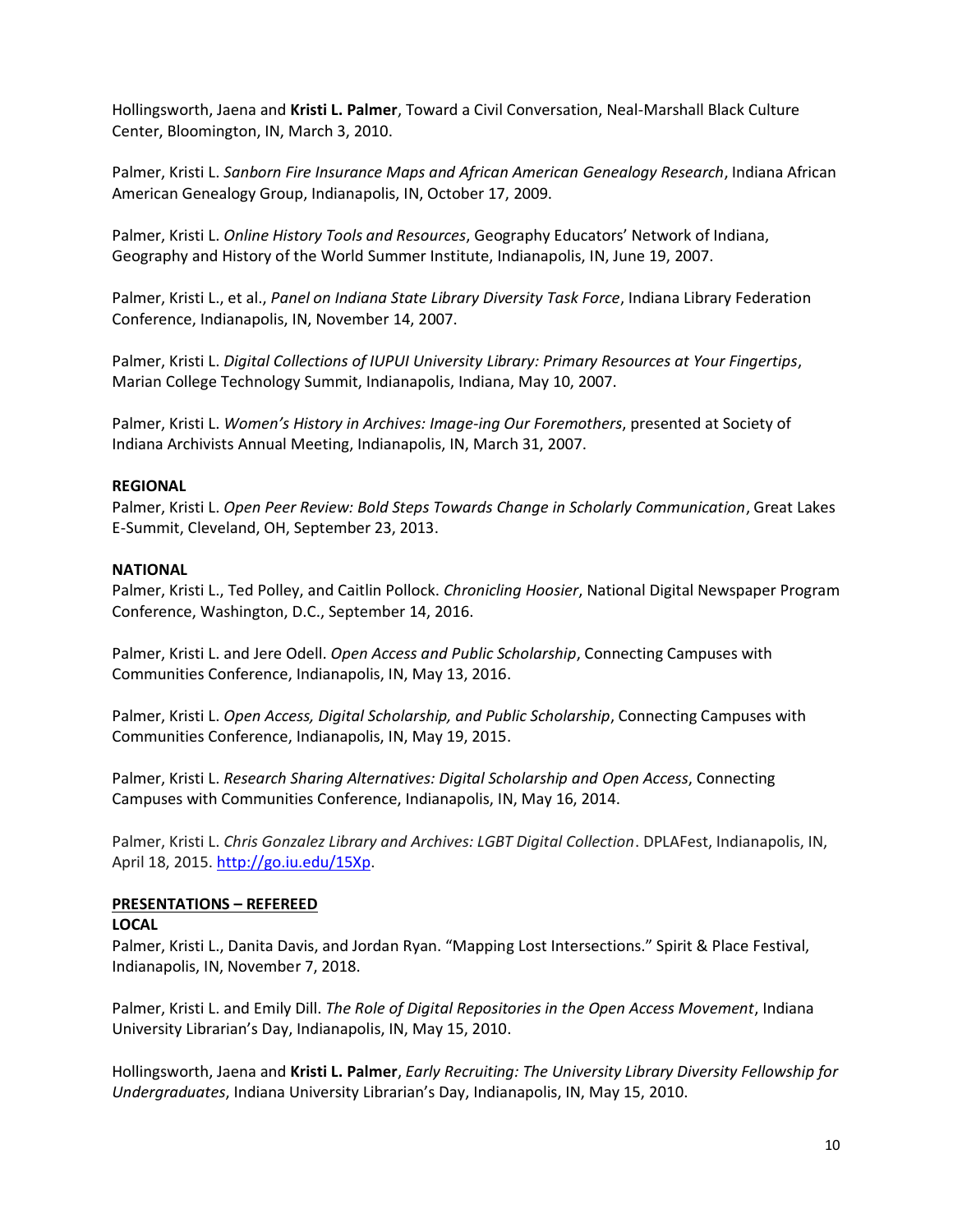Hollingsworth, Jaena and **Kristi L. Palmer**, Toward a Civil Conversation, Neal-Marshall Black Culture Center, Bloomington, IN, March 3, 2010.

Palmer, Kristi L. *Sanborn Fire Insurance Maps and African American Genealogy Research*, Indiana African American Genealogy Group, Indianapolis, IN, October 17, 2009.

Palmer, Kristi L. *Online History Tools and Resources*, Geography Educators' Network of Indiana, Geography and History of the World Summer Institute, Indianapolis, IN, June 19, 2007.

Palmer, Kristi L., et al., *Panel on Indiana State Library Diversity Task Force*, Indiana Library Federation Conference, Indianapolis, IN, November 14, 2007.

Palmer, Kristi L. *Digital Collections of IUPUI University Library: Primary Resources at Your Fingertips*, Marian College Technology Summit, Indianapolis, Indiana, May 10, 2007.

Palmer, Kristi L. *Women's History in Archives: Image-ing Our Foremothers*, presented at Society of Indiana Archivists Annual Meeting, Indianapolis, IN, March 31, 2007.

**REGIONAL**

Palmer, Kristi L. *Open Peer Review: Bold Steps Towards Change in Scholarly Communication*, Great Lakes E-Summit, Cleveland, OH, September 23, 2013.

**NATIONAL**

Palmer, Kristi L., Ted Polley, and Caitlin Pollock. *Chronicling Hoosier*, National Digital Newspaper Program Conference, Washington, D.C., September 14, 2016.

Palmer, Kristi L. and Jere Odell. *Open Access and Public Scholarship*, Connecting Campuses with Communities Conference, Indianapolis, IN, May 13, 2016.

Palmer, Kristi L. *Open Access, Digital Scholarship, and Public Scholarship*, Connecting Campuses with Communities Conference, Indianapolis, IN, May 19, 2015.

Palmer, Kristi L. *Research Sharing Alternatives: Digital Scholarship and Open Access*, Connecting Campuses with Communities Conference, Indianapolis, IN, May 16, 2014.

Palmer, Kristi L. *Chris Gonzalez Library and Archives: LGBT Digital Collection*. DPLAFest, Indianapolis, IN, April 18, 2015. http://go.iu.edu/15Xp.

**PRESENTATIONS – REFEREED**

**LOCAL**

Palmer, Kristi L., Danita Davis, and Jordan Ryan. "Mapping Lost Intersections." Spirit & Place Festival, Indianapolis, IN, November 7, 2018.

Palmer, Kristi L. and Emily Dill. *The Role of Digital Repositories in the Open Access Movement*, Indiana University Librarian's Day, Indianapolis, IN, May 15, 2010.

Hollingsworth, Jaena and **Kristi L. Palmer**, *Early Recruiting: The University Library Diversity Fellowship for Undergraduates*, Indiana University Librarian's Day, Indianapolis, IN, May 15, 2010.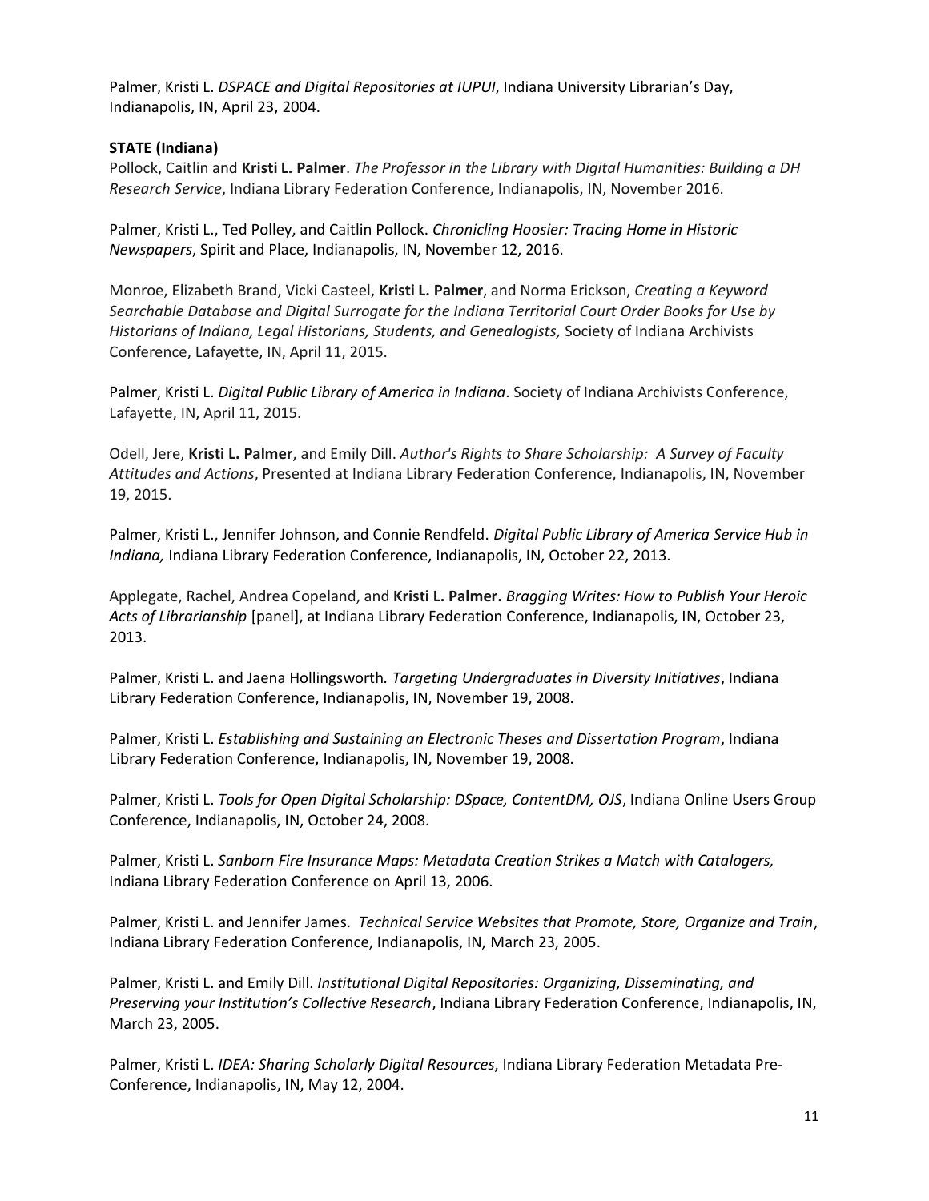Palmer, Kristi L. *DSPACE and Digital Repositories at IUPUI*, Indiana University Librarian's Day, Indianapolis, IN, April 23, 2004.

**STATE (Indiana)**

Pollock, Caitlin and **Kristi L. Palmer**. *The Professor in the Library with Digital Humanities: Building a DH Research Service*, Indiana Library Federation Conference, Indianapolis, IN, November 2016.

Palmer, Kristi L., Ted Polley, and Caitlin Pollock. *Chronicling Hoosier: Tracing Home in Historic Newspapers*, Spirit and Place, Indianapolis, IN, November 12, 2016.

Monroe, Elizabeth Brand, Vicki Casteel, **Kristi L. Palmer**, and Norma Erickson, *Creating a Keyword Searchable Database and Digital Surrogate for the Indiana Territorial Court Order Books for Use by Historians of Indiana, Legal Historians, Students, and Genealogists,* Society of Indiana Archivists Conference, Lafayette, IN, April 11, 2015.

Palmer, Kristi L. *Digital Public Library of America in Indiana*. Society of Indiana Archivists Conference, Lafayette, IN, April 11, 2015.

Odell, Jere, **Kristi L. Palmer**, and Emily Dill. *Author's Rights to Share Scholarship: A Survey of Faculty Attitudes and Actions*, Presented at Indiana Library Federation Conference, Indianapolis, IN, November 19, 2015.

Palmer, Kristi L., Jennifer Johnson, and Connie Rendfeld. *Digital Public Library of America Service Hub in Indiana,* Indiana Library Federation Conference, Indianapolis, IN, October 22, 2013.

Applegate, Rachel, Andrea Copeland, and **Kristi L. Palmer.** *Bragging Writes: How to Publish Your Heroic Acts of Librarianship* [panel], at Indiana Library Federation Conference, Indianapolis, IN, October 23, 2013.

Palmer, Kristi L. and Jaena Hollingsworth*. Targeting Undergraduates in Diversity Initiatives*, Indiana Library Federation Conference, Indianapolis, IN, November 19, 2008.

Palmer, Kristi L. *Establishing and Sustaining an Electronic Theses and Dissertation Program*, Indiana Library Federation Conference, Indianapolis, IN, November 19, 2008.

Palmer, Kristi L. *Tools for Open Digital Scholarship: DSpace, ContentDM, OJS*, Indiana Online Users Group Conference, Indianapolis, IN, October 24, 2008.

Palmer, Kristi L. *Sanborn Fire Insurance Maps: Metadata Creation Strikes a Match with Catalogers,* Indiana Library Federation Conference on April 13, 2006.

Palmer, Kristi L. and Jennifer James. *Technical Service Websites that Promote, Store, Organize and Train*, Indiana Library Federation Conference, Indianapolis, IN, March 23, 2005.

Palmer, Kristi L. and Emily Dill. *Institutional Digital Repositories: Organizing, Disseminating, and Preserving your Institution's Collective Research*, Indiana Library Federation Conference, Indianapolis, IN, March 23, 2005.

Palmer, Kristi L. *IDEA: Sharing Scholarly Digital Resources*, Indiana Library Federation Metadata Pre-Conference, Indianapolis, IN, May 12, 2004.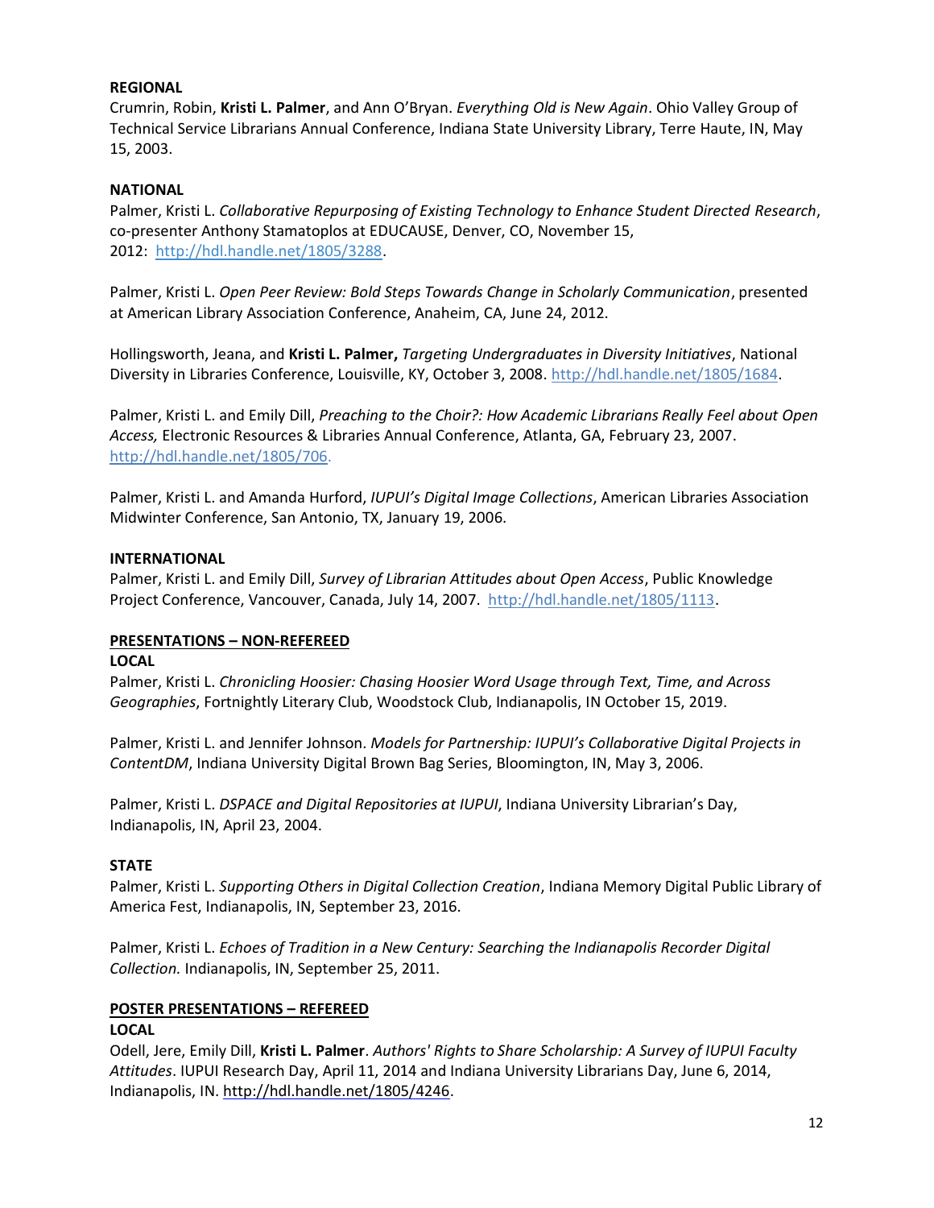**REGIONAL**

Crumrin, Robin, **Kristi L. Palmer**, and Ann O'Bryan. *Everything Old is New Again*. Ohio Valley Group of Technical Service Librarians Annual Conference, Indiana State University Library, Terre Haute, IN, May 15, 2003.

**NATIONAL**

Palmer, Kristi L. *Collaborative Repurposing of Existing Technology to Enhance Student Directed Research*, co-presenter Anthony Stamatoplos at EDUCAUSE, Denver, CO, November 15, 2012: http://hdl.handle.net/1805/3288.

Palmer, Kristi L. *Open Peer Review: Bold Steps Towards Change in Scholarly Communication*, presented at American Library Association Conference, Anaheim, CA, June 24, 2012.

Hollingsworth, Jeana, and **Kristi L. Palmer,** *Targeting Undergraduates in Diversity Initiatives*, National Diversity in Libraries Conference, Louisville, KY, October 3, 2008. http://hdl.handle.net/1805/1684.

Palmer, Kristi L. and Emily Dill, *Preaching to the Choir?: How Academic Librarians Really Feel about Open Access,* Electronic Resources & Libraries Annual Conference, Atlanta, GA, February 23, 2007. http://hdl.handle.net/1805/706.

Palmer, Kristi L. and Amanda Hurford, *IUPUI's Digital Image Collections*, American Libraries Association Midwinter Conference, San Antonio, TX, January 19, 2006.

**INTERNATIONAL**

Palmer, Kristi L. and Emily Dill, *Survey of Librarian Attitudes about Open Access*, Public Knowledge Project Conference, Vancouver, Canada, July 14, 2007. http://hdl.handle.net/1805/1113.

**PRESENTATIONS – NON-REFEREED**

**LOCAL**

Palmer, Kristi L. *Chronicling Hoosier: Chasing Hoosier Word Usage through Text, Time, and Across Geographies*, Fortnightly Literary Club, Woodstock Club, Indianapolis, IN October 15, 2019.

Palmer, Kristi L. and Jennifer Johnson. *Models for Partnership: IUPUI's Collaborative Digital Projects in ContentDM*, Indiana University Digital Brown Bag Series, Bloomington, IN, May 3, 2006.

Palmer, Kristi L. *DSPACE and Digital Repositories at IUPUI*, Indiana University Librarian's Day, Indianapolis, IN, April 23, 2004.

**STATE**

Palmer, Kristi L. *Supporting Others in Digital Collection Creation*, Indiana Memory Digital Public Library of America Fest, Indianapolis, IN, September 23, 2016.

Palmer, Kristi L. *Echoes of Tradition in a New Century: Searching the Indianapolis Recorder Digital Collection.* Indianapolis, IN, September 25, 2011.

**POSTER PRESENTATIONS – REFEREED**

**LOCAL**

Odell, Jere, Emily Dill, **Kristi L. Palmer**. *Authors' Rights to Share Scholarship: A Survey of IUPUI Faculty Attitudes*. IUPUI Research Day, April 11, 2014 and Indiana University Librarians Day, June 6, 2014, Indianapolis, IN. http://hdl.handle.net/1805/4246.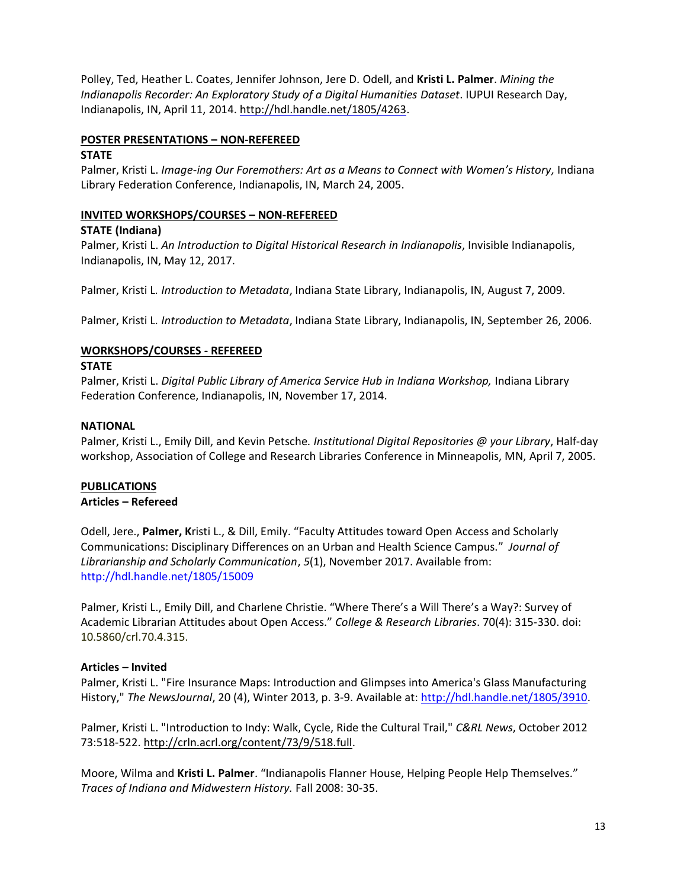Polley, Ted, Heather L. Coates, Jennifer Johnson, Jere D. Odell, and **Kristi L. Palmer**. *Mining the Indianapolis Recorder: An Exploratory Study of a Digital Humanities Dataset*. IUPUI Research Day, Indianapolis, IN, April 11, 2014. http://hdl.handle.net/1805/4263.

**POSTER PRESENTATIONS – NON-REFEREED**

**STATE**

Palmer, Kristi L. *Image-ing Our Foremothers: Art as a Means to Connect with Women's History,* Indiana Library Federation Conference, Indianapolis, IN, March 24, 2005.

**INVITED WORKSHOPS/COURSES – NON-REFEREED**

**STATE (Indiana)**

Palmer, Kristi L. *An Introduction to Digital Historical Research in Indianapolis*, Invisible Indianapolis, Indianapolis, IN, May 12, 2017.

Palmer, Kristi L. *Introduction to Metadata*, Indiana State Library, Indianapolis, IN, August 7, 2009.

Palmer, Kristi L. *Introduction to Metadata*, Indiana State Library, Indianapolis, IN, September 26, 2006.

**WORKSHOPS/COURSES - REFEREED**

**STATE**

Palmer, Kristi L. *Digital Public Library of America Service Hub in Indiana Workshop,* Indiana Library Federation Conference, Indianapolis, IN, November 17, 2014.

**NATIONAL**

Palmer, Kristi L., Emily Dill, and Kevin Petsche. *Institutional Digital Repositories @ your Library*, Half-day workshop, Association of College and Research Libraries Conference in Minneapolis, MN, April 7, 2005.

**PUBLICATIONS**

**Articles – Refereed**

Odell, Jere., **Palmer, K**risti L., & Dill, Emily. "Faculty Attitudes toward Open Access and Scholarly Communications: Disciplinary Differences on an Urban and Health Science Campus." *Journal of Librarianship and Scholarly Communication*, *5*(1), November 2017. Available from: http://hdl.handle.net/1805/15009

Palmer, Kristi L., Emily Dill, and Charlene Christie. "Where There's a Will There's a Way?: Survey of Academic Librarian Attitudes about Open Access." *College & Research Libraries*. 70(4): 315-330. doi: 10.5860/crl.70.4.315.

**Articles – Invited**

Palmer, Kristi L. "Fire Insurance Maps: Introduction and Glimpses into America's Glass Manufacturing History," *The NewsJournal*, 20 (4), Winter 2013, p. 3-9. Available at: http://hdl.handle.net/1805/3910.

Palmer, Kristi L. "Introduction to Indy: Walk, Cycle, Ride the Cultural Trail," *C&RL News*, October 2012 73:518-522. http://crln.acrl.org/content/73/9/518.full.

Moore, Wilma and **Kristi L. Palmer**. "Indianapolis Flanner House, Helping People Help Themselves." *Traces of Indiana and Midwestern History.* Fall 2008: 30-35.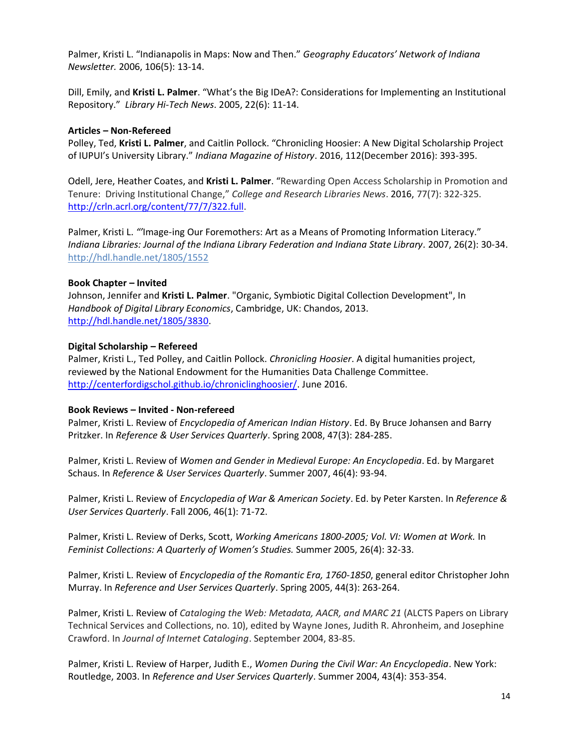Palmer, Kristi L. "Indianapolis in Maps: Now and Then." *Geography Educators' Network of Indiana Newsletter.* 2006, 106(5): 13-14.

Dill, Emily, and **Kristi L. Palmer**. "What's the Big IDeA?: Considerations for Implementing an Institutional Repository." *Library Hi-Tech News*. 2005, 22(6): 11-14.

**Articles – Non-Refereed**

Polley, Ted, **Kristi L. Palmer**, and Caitlin Pollock. "Chronicling Hoosier: A New Digital Scholarship Project of IUPUI's University Library." *Indiana Magazine of History*. 2016, 112(December 2016): 393-395.

Odell, Jere, Heather Coates, and **Kristi L. Palmer**. "Rewarding Open Access Scholarship in Promotion and Tenure: Driving Institutional Change," *College and Research Libraries News*. 2016, 77(7): 322-325. http://crln.acrl.org/content/77/7/322.full.

Palmer, Kristi L. "'Image-ing Our Foremothers: Art as a Means of Promoting Information Literacy." *Indiana Libraries: Journal of the Indiana Library Federation and Indiana State Library*. 2007, 26(2): 30-34. http://hdl.handle.net/1805/1552

**Book Chapter – Invited**

Johnson, Jennifer and **Kristi L. Palmer**. "Organic, Symbiotic Digital Collection Development", In *Handbook of Digital Library Economics*, Cambridge, UK: Chandos, 2013. http://hdl.handle.net/1805/3830.

**Digital Scholarship – Refereed**

Palmer, Kristi L., Ted Polley, and Caitlin Pollock. *Chronicling Hoosier*. A digital humanities project, reviewed by the National Endowment for the Humanities Data Challenge Committee. http://centerfordigschol.github.io/chroniclinghoosier/. June 2016.

**Book Reviews – Invited - Non-refereed**

Palmer, Kristi L. Review of *Encyclopedia of American Indian History*. Ed. By Bruce Johansen and Barry Pritzker. In *Reference & User Services Quarterly*. Spring 2008, 47(3): 284-285.

Palmer, Kristi L. Review of *Women and Gender in Medieval Europe: An Encyclopedia*. Ed. by Margaret Schaus. In *Reference & User Services Quarterly*. Summer 2007, 46(4): 93-94.

Palmer, Kristi L. Review of *Encyclopedia of War & American Society*. Ed. by Peter Karsten. In *Reference & User Services Quarterly*. Fall 2006, 46(1): 71-72.

Palmer, Kristi L. Review of Derks, Scott, *Working Americans 1800-2005; Vol. VI: Women at Work.* In *Feminist Collections: A Quarterly of Women's Studies.* Summer 2005, 26(4): 32-33.

Palmer, Kristi L. Review of *Encyclopedia of the Romantic Era, 1760-1850*, general editor Christopher John Murray. In *Reference and User Services Quarterly*. Spring 2005, 44(3): 263-264.

Palmer, Kristi L. Review of *Cataloging the Web: Metadata, AACR, and MARC 21* (ALCTS Papers on Library Technical Services and Collections, no. 10), edited by Wayne Jones, Judith R. Ahronheim, and Josephine Crawford. In *Journal of Internet Cataloging*. September 2004, 83-85.

Palmer, Kristi L. Review of Harper, Judith E., *Women During the Civil War: An Encyclopedia*. New York: Routledge, 2003. In *Reference and User Services Quarterly*. Summer 2004, 43(4): 353-354.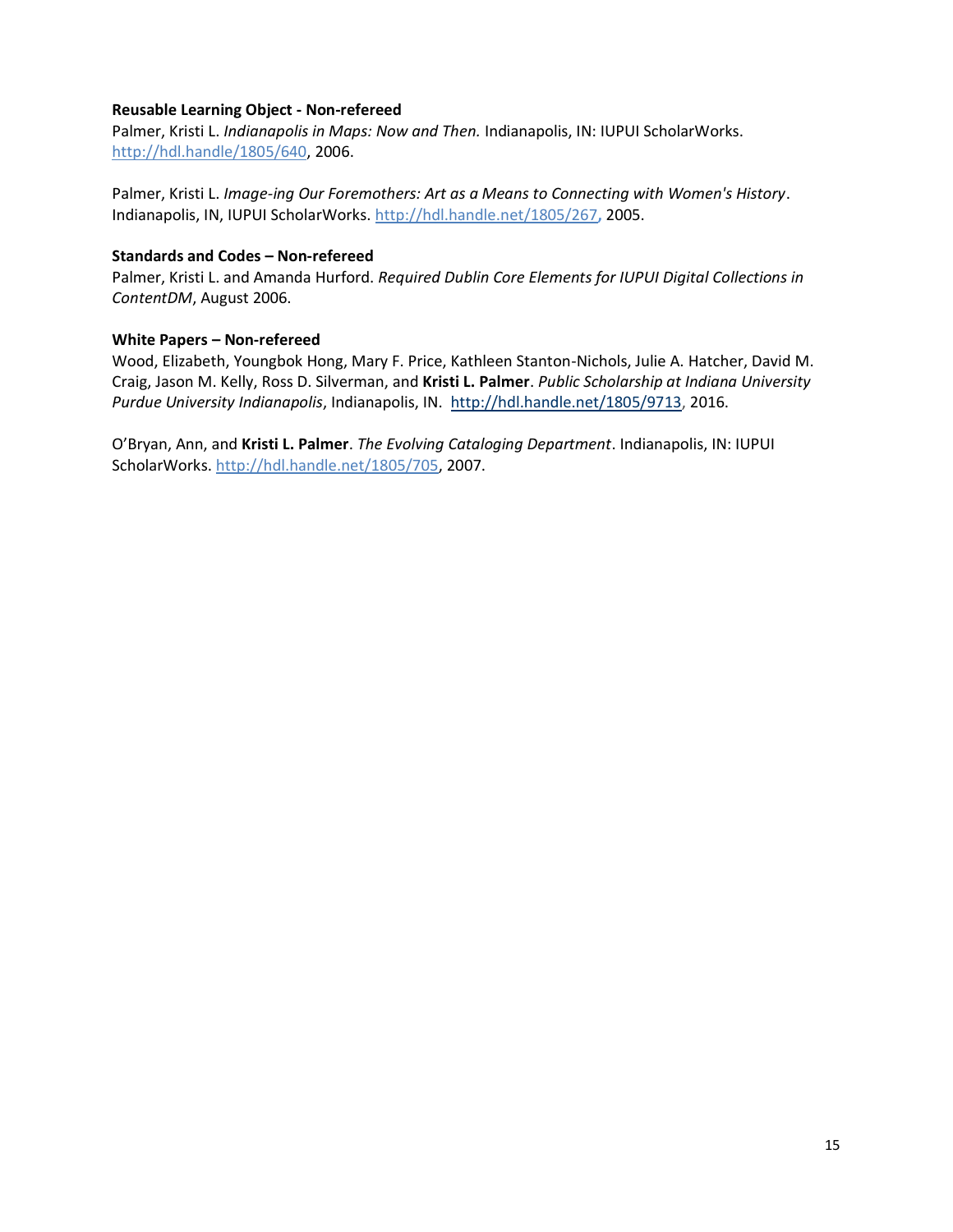**Reusable Learning Object - Non-refereed**

Palmer, Kristi L. *Indianapolis in Maps: Now and Then.* Indianapolis, IN: IUPUI ScholarWorks. http://hdl.handle/1805/640, 2006.

Palmer, Kristi L. *Image-ing Our Foremothers: Art as a Means to Connecting with Women's History*. Indianapolis, IN, IUPUI ScholarWorks. http://hdl.handle.net/1805/267, 2005.

**Standards and Codes – Non-refereed**

Palmer, Kristi L. and Amanda Hurford. *Required Dublin Core Elements for IUPUI Digital Collections in ContentDM*, August 2006.

**White Papers – Non-refereed**

Wood, Elizabeth, Youngbok Hong, Mary F. Price, Kathleen Stanton-Nichols, Julie A. Hatcher, David M. Craig, Jason M. Kelly, Ross D. Silverman, and **Kristi L. Palmer**. *Public Scholarship at Indiana University Purdue University Indianapolis*, Indianapolis, IN. http://hdl.handle.net/1805/9713, 2016.

O'Bryan, Ann, and **Kristi L. Palmer**. *The Evolving Cataloging Department*. Indianapolis, IN: IUPUI ScholarWorks. http://hdl.handle.net/1805/705, 2007.